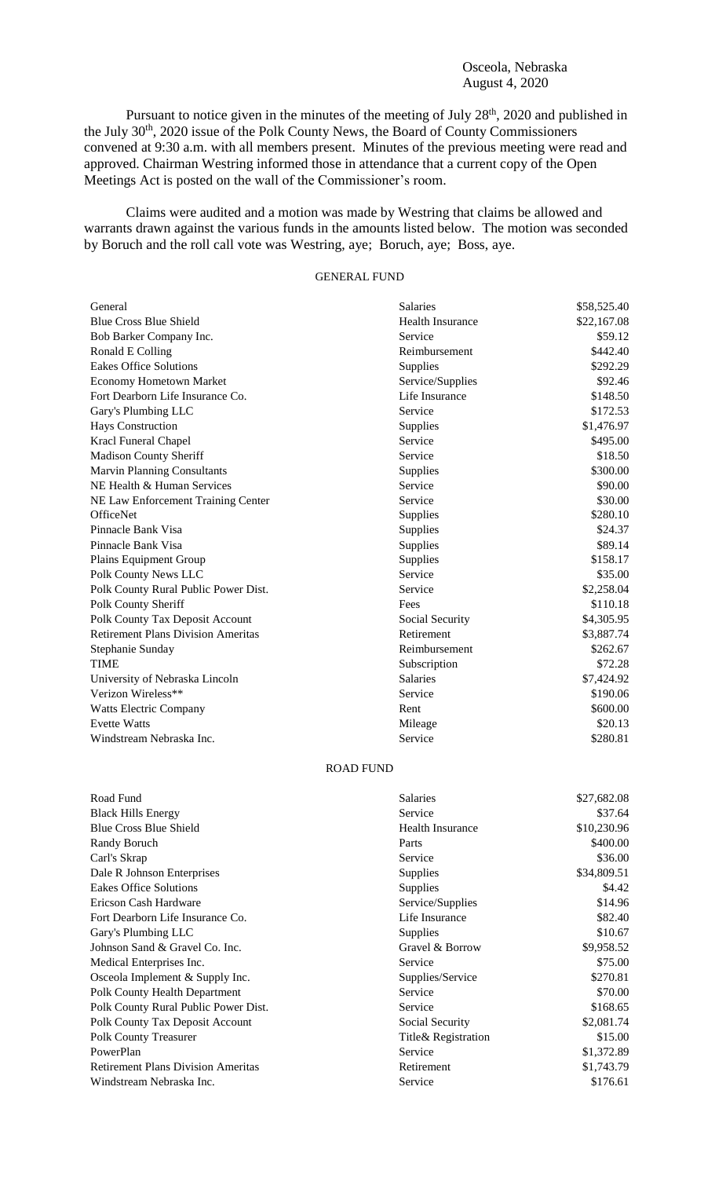Osceola, Nebraska
August 4, 2020

Pursuant to notice given in the minutes of the meeting of July 28th, 2020 and published in the July 30th, 2020 issue of the Polk County News, the Board of County Commissioners convened at 9:30 a.m. with all members present. Minutes of the previous meeting were read and approved. Chairman Westring informed those in attendance that a current copy of the Open Meetings Act is posted on the wall of the Commissioner's room.

Claims were audited and a motion was made by Westring that claims be allowed and warrants drawn against the various funds in the amounts listed below. The motion was seconded by Boruch and the roll call vote was Westring, aye; Boruch, aye; Boss, aye.

GENERAL FUND

| | | |
|---|---|---|
| General | Salaries | $58,525.40 |
| Blue Cross Blue Shield | Health Insurance | $22,167.08 |
| Bob Barker Company Inc. | Service | $59.12 |
| Ronald E Colling | Reimbursement | $442.40 |
| Eakes Office Solutions | Supplies | $292.29 |
| Economy Hometown Market | Service/Supplies | $92.46 |
| Fort Dearborn Life Insurance Co. | Life Insurance | $148.50 |
| Gary's Plumbing LLC | Service | $172.53 |
| Hays Construction | Supplies | $1,476.97 |
| Kracl Funeral Chapel | Service | $495.00 |
| Madison County Sheriff | Service | $18.50 |
| Marvin Planning Consultants | Supplies | $300.00 |
| NE Health & Human Services | Service | $90.00 |
| NE Law Enforcement Training Center | Service | $30.00 |
| OfficeNet | Supplies | $280.10 |
| Pinnacle Bank Visa | Supplies | $24.37 |
| Pinnacle Bank Visa | Supplies | $89.14 |
| Plains Equipment Group | Supplies | $158.17 |
| Polk County News LLC | Service | $35.00 |
| Polk County Rural Public Power Dist. | Service | $2,258.04 |
| Polk County Sheriff | Fees | $110.18 |
| Polk County Tax Deposit Account | Social Security | $4,305.95 |
| Retirement Plans Division Ameritas | Retirement | $3,887.74 |
| Stephanie Sunday | Reimbursement | $262.67 |
| TIME | Subscription | $72.28 |
| University of Nebraska Lincoln | Salaries | $7,424.92 |
| Verizon Wireless** | Service | $190.06 |
| Watts Electric Company | Rent | $600.00 |
| Evette Watts | Mileage | $20.13 |
| Windstream Nebraska Inc. | Service | $280.81 |

ROAD FUND

| | | |
|---|---|---|
| Road Fund | Salaries | $27,682.08 |
| Black Hills Energy | Service | $37.64 |
| Blue Cross Blue Shield | Health Insurance | $10,230.96 |
| Randy Boruch | Parts | $400.00 |
| Carl's Skrap | Service | $36.00 |
| Dale R Johnson Enterprises | Supplies | $34,809.51 |
| Eakes Office Solutions | Supplies | $4.42 |
| Ericson Cash Hardware | Service/Supplies | $14.96 |
| Fort Dearborn Life Insurance Co. | Life Insurance | $82.40 |
| Gary's Plumbing LLC | Supplies | $10.67 |
| Johnson Sand & Gravel Co. Inc. | Gravel & Borrow | $9,958.52 |
| Medical Enterprises Inc. | Service | $75.00 |
| Osceola Implement & Supply Inc. | Supplies/Service | $270.81 |
| Polk County Health Department | Service | $70.00 |
| Polk County Rural Public Power Dist. | Service | $168.65 |
| Polk County Tax Deposit Account | Social Security | $2,081.74 |
| Polk County Treasurer | Title& Registration | $15.00 |
| PowerPlan | Service | $1,372.89 |
| Retirement Plans Division Ameritas | Retirement | $1,743.79 |
| Windstream Nebraska Inc. | Service | $176.61 |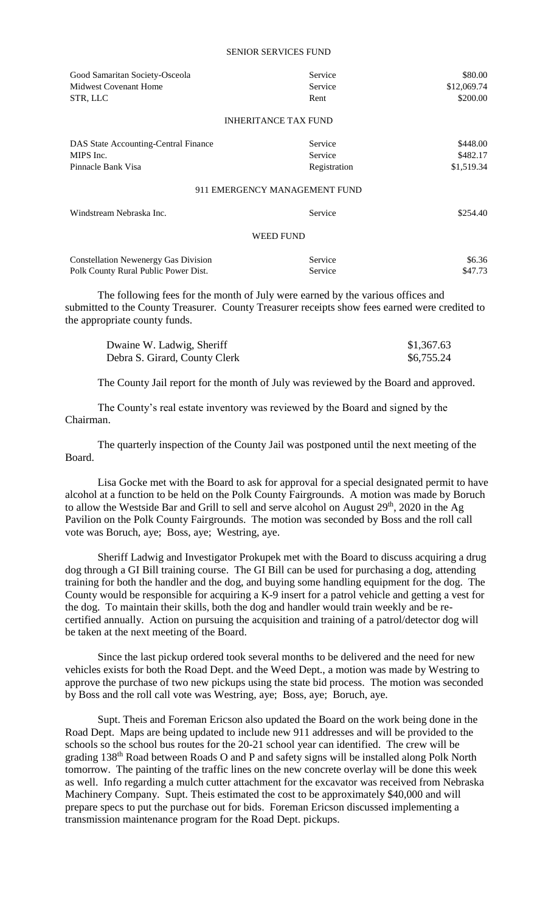SENIOR SERVICES FUND

| | | |
|---|---|---|
| Good Samaritan Society-Osceola | Service | $80.00 |
| Midwest Covenant Home | Service | $12,069.74 |
| STR, LLC | Rent | $200.00 |

INHERITANCE TAX FUND

| | | |
|---|---|---|
| DAS State Accounting-Central Finance | Service | $448.00 |
| MIPS Inc. | Service | $482.17 |
| Pinnacle Bank Visa | Registration | $1,519.34 |

911 EMERGENCY MANAGEMENT FUND

| | | |
|---|---|---|
| Windstream Nebraska Inc. | Service | $254.40 |

WEED FUND

| | | |
|---|---|---|
| Constellation Newenergy Gas Division | Service | $6.36 |
| Polk County Rural Public Power Dist. | Service | $47.73 |

The following fees for the month of July were earned by the various offices and submitted to the County Treasurer. County Treasurer receipts show fees earned were credited to the appropriate county funds.

| | |
|---|---|
| Dwaine W. Ladwig, Sheriff | $1,367.63 |
| Debra S. Girard, County Clerk | $6,755.24 |

The County Jail report for the month of July was reviewed by the Board and approved.

The County's real estate inventory was reviewed by the Board and signed by the Chairman.

The quarterly inspection of the County Jail was postponed until the next meeting of the Board.

Lisa Gocke met with the Board to ask for approval for a special designated permit to have alcohol at a function to be held on the Polk County Fairgrounds. A motion was made by Boruch to allow the Westside Bar and Grill to sell and serve alcohol on August 29th, 2020 in the Ag Pavilion on the Polk County Fairgrounds. The motion was seconded by Boss and the roll call vote was Boruch, aye; Boss, aye; Westring, aye.

Sheriff Ladwig and Investigator Prokupek met with the Board to discuss acquiring a drug dog through a GI Bill training course. The GI Bill can be used for purchasing a dog, attending training for both the handler and the dog, and buying some handling equipment for the dog. The County would be responsible for acquiring a K-9 insert for a patrol vehicle and getting a vest for the dog. To maintain their skills, both the dog and handler would train weekly and be re-certified annually. Action on pursuing the acquisition and training of a patrol/detector dog will be taken at the next meeting of the Board.

Since the last pickup ordered took several months to be delivered and the need for new vehicles exists for both the Road Dept. and the Weed Dept., a motion was made by Westring to approve the purchase of two new pickups using the state bid process. The motion was seconded by Boss and the roll call vote was Westring, aye; Boss, aye; Boruch, aye.

Supt. Theis and Foreman Ericson also updated the Board on the work being done in the Road Dept. Maps are being updated to include new 911 addresses and will be provided to the schools so the school bus routes for the 20-21 school year can identified. The crew will be grading 138th Road between Roads O and P and safety signs will be installed along Polk North tomorrow. The painting of the traffic lines on the new concrete overlay will be done this week as well. Info regarding a mulch cutter attachment for the excavator was received from Nebraska Machinery Company. Supt. Theis estimated the cost to be approximately $40,000 and will prepare specs to put the purchase out for bids. Foreman Ericson discussed implementing a transmission maintenance program for the Road Dept. pickups.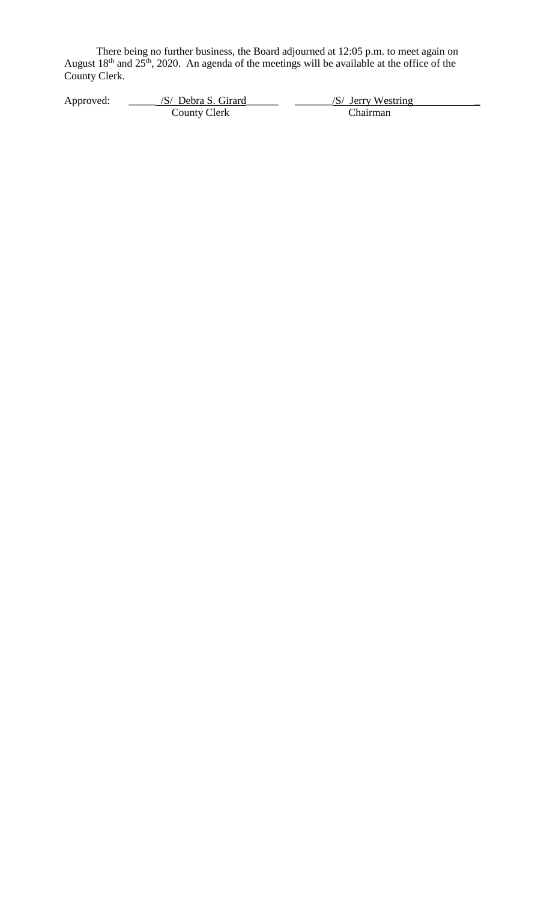There being no further business, the Board adjourned at 12:05 p.m. to meet again on August 18th and 25th, 2020. An agenda of the meetings will be available at the office of the County Clerk.

Approved: /S/ Debra S. Girard /S/ Jerry Westring

County Clerk Chairman